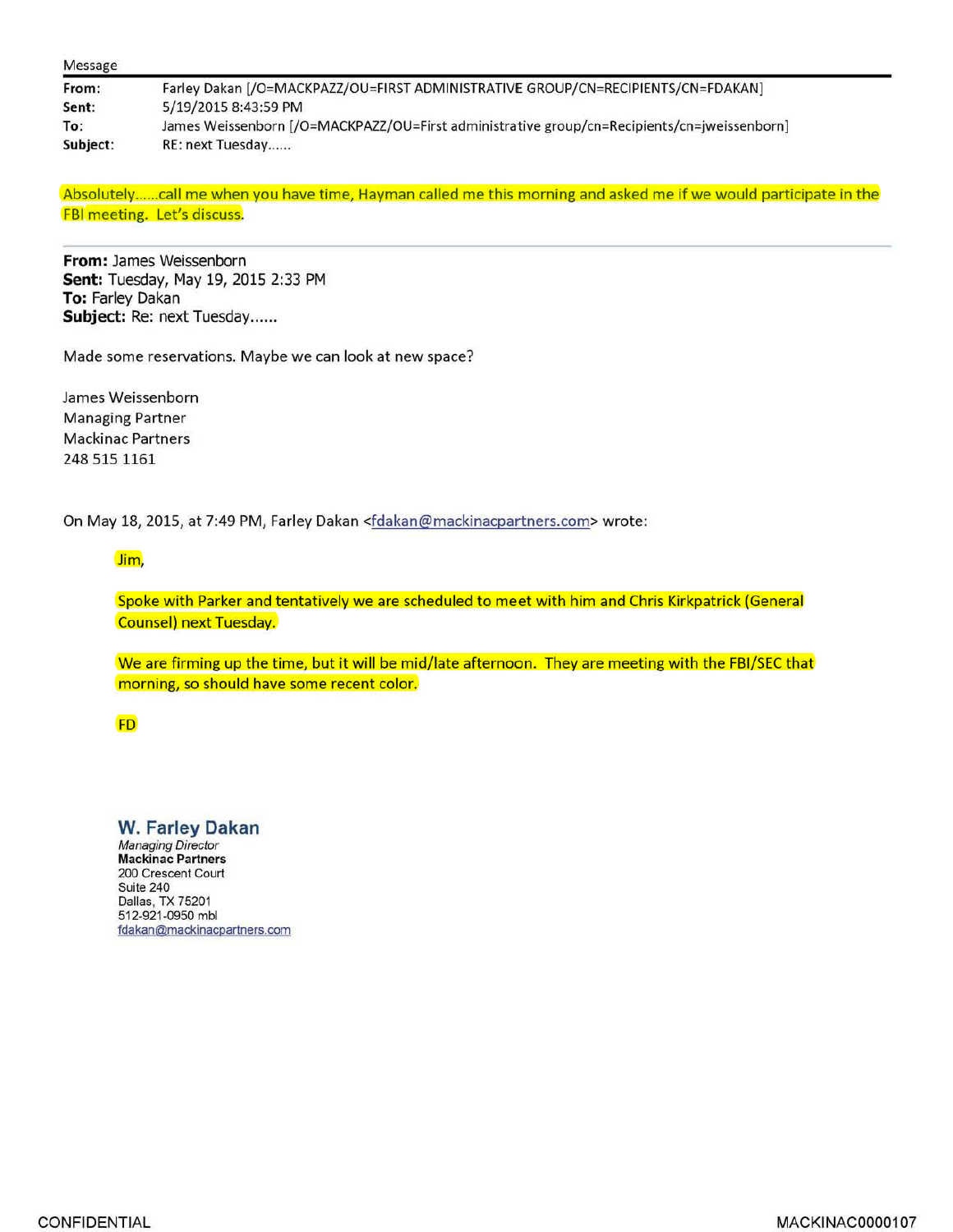Message

| | |
|---|---|
| **From:** | Farley Dakan [/O=MACKPAZZ/OU=FIRST ADMINISTRATIVE GROUP/CN=RECIPIENTS/CN=FDAKAN] |
| **Sent:** | 5/19/2015 8:43:59 PM |
| **To:** | James Weissenborn [/O=MACKPAZZ/OU=First administrative group/cn=Recipients/cn=jweissenborn] |
| **Subject:** | RE: next Tuesday...... |

Absolutely......call me when you have time, Hayman called me this morning and asked me if we would participate in the FBI meeting. Let's discuss.

---

**From:** James Weissenborn
**Sent:** Tuesday, May 19, 2015 2:33 PM
**To:** Farley Dakan
**Subject:** Re: next Tuesday......

Made some reservations. Maybe we can look at new space?

James Weissenborn
Managing Partner
Mackinac Partners
248 515 1161

On May 18, 2015, at 7:49 PM, Farley Dakan <fdakan@mackinacpartners.com> wrote:

> Jim,
>
> Spoke with Parker and tentatively we are scheduled to meet with him and Chris Kirkpatrick (General Counsel) next Tuesday.
>
> We are firming up the time, but it will be mid/late afternoon. They are meeting with the FBI/SEC that morning, so should have some recent color.
>
> FD
>
> **W. Farley Dakan**
> *Managing Director*
> **Mackinac Partners**
> 200 Crescent Court
> Suite 240
> Dallas, TX 75201
> 512-921-0950 mbl
> fdakan@mackinacpartners.com

CONFIDENTIAL MACKINAC0000107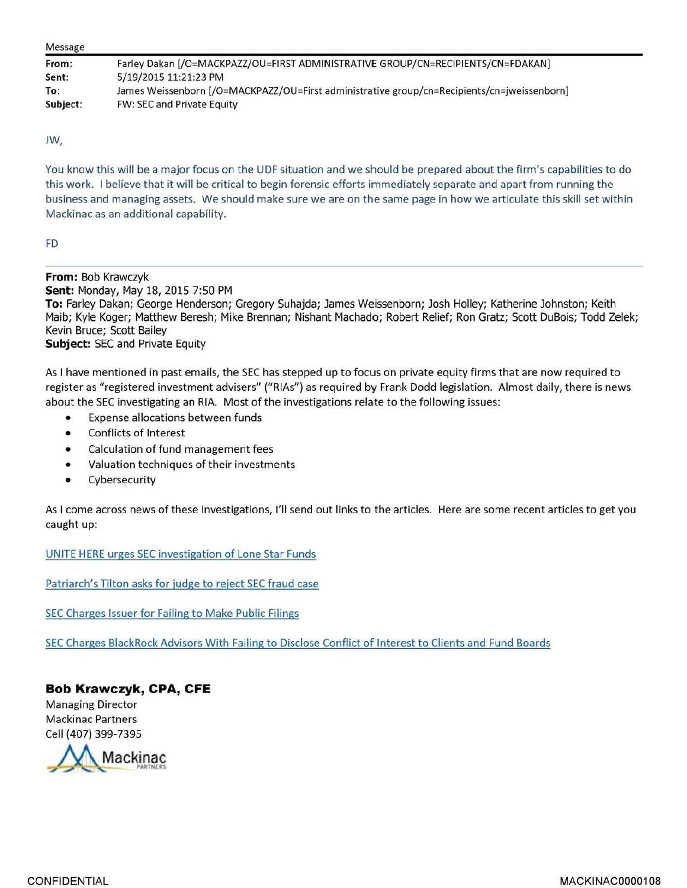Message

| | |
|---|---|
| **From:** | Farley Dakan [/O=MACKPAZZ/OU=FIRST ADMINISTRATIVE GROUP/CN=RECIPIENTS/CN=FDAKAN] |
| **Sent:** | 5/19/2015 11:21:23 PM |
| **To:** | James Weissenborn [/O=MACKPAZZ/OU=First administrative group/cn=Recipients/cn=jweissenborn] |
| **Subject:** | FW: SEC and Private Equity |

JW,

You know this will be a major focus on the UDF situation and we should be prepared about the firm's capabilities to do this work. I believe that it will be critical to begin forensic efforts immediately separate and apart from running the business and managing assets. We should make sure we are on the same page in how we articulate this skill set within Mackinac as an additional capability.

FD

---

**From:** Bob Krawczyk
**Sent:** Monday, May 18, 2015 7:50 PM
**To:** Farley Dakan; George Henderson; Gregory Suhajda; James Weissenborn; Josh Holley; Katherine Johnston; Keith Maib; Kyle Koger; Matthew Beresh; Mike Brennan; Nishant Machado; Robert Relief; Ron Gratz; Scott DuBois; Todd Zelek; Kevin Bruce; Scott Bailey
**Subject:** SEC and Private Equity

As I have mentioned in past emails, the SEC has stepped up to focus on private equity firms that are now required to register as "registered investment advisers" ("RIAs") as required by Frank Dodd legislation. Almost daily, there is news about the SEC investigating an RIA. Most of the investigations relate to the following issues:

- Expense allocations between funds
- Conflicts of Interest
- Calculation of fund management fees
- Valuation techniques of their investments
- Cybersecurity

As I come across news of these investigations, I'll send out links to the articles. Here are some recent articles to get you caught up:

UNITE HERE urges SEC investigation of Lone Star Funds

Patriarch's Tilton asks for judge to reject SEC fraud case

SEC Charges Issuer for Failing to Make Public Filings

SEC Charges BlackRock Advisors With Failing to Disclose Conflict of Interest to Clients and Fund Boards

**Bob Krawczyk, CPA, CFE**
Managing Director
Mackinac Partners
Cell (407) 399-7395

Mackinac PARTNERS

CONFIDENTIAL MACKINAC0000108